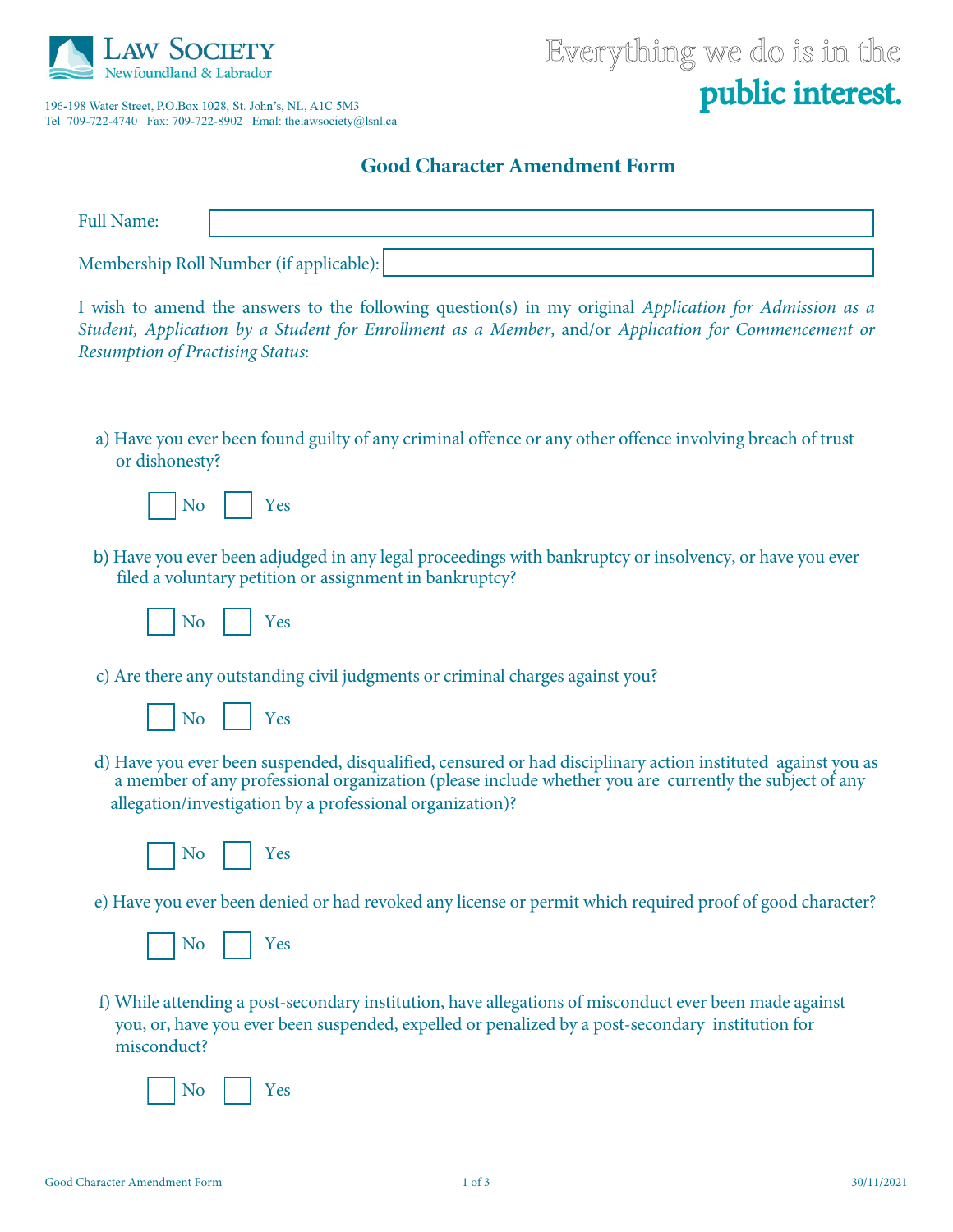Law Society Newfoundland & Labrador

196-198 Water Street, P.O.Box 1028, St. John's, NL, A1C 5M3
Tel: 709-722-4740 Fax: 709-722-8902 Email: thelawsociety@lsnl.ca

Everything we do is in the **public interest.**

## Good Character Amendment Form

Full Name: ____________________

Membership Roll Number (if applicable): ____________________

I wish to amend the answers to the following question(s) in my original *Application for Admission as a Student, Application by a Student for Enrollment as a Member*, and/or *Application for Commencement or Resumption of Practising Status*:

a) Have you ever been found guilty of any criminal offence or any other offence involving breach of trust or dishonesty?

☐ No ☐ Yes

b) Have you ever been adjudged in any legal proceedings with bankruptcy or insolvency, or have you ever filed a voluntary petition or assignment in bankruptcy?

☐ No ☐ Yes

c) Are there any outstanding civil judgments or criminal charges against you?

☐ No ☐ Yes

d) Have you ever been suspended, disqualified, censured or had disciplinary action instituted against you as a member of any professional organization (please include whether you are currently the subject of any allegation/investigation by a professional organization)?

☐ No ☐ Yes

e) Have you ever been denied or had revoked any license or permit which required proof of good character?

☐ No ☐ Yes

f) While attending a post-secondary institution, have allegations of misconduct ever been made against you, or, have you ever been suspended, expelled or penalized by a post-secondary institution for misconduct?

☐ No ☐ Yes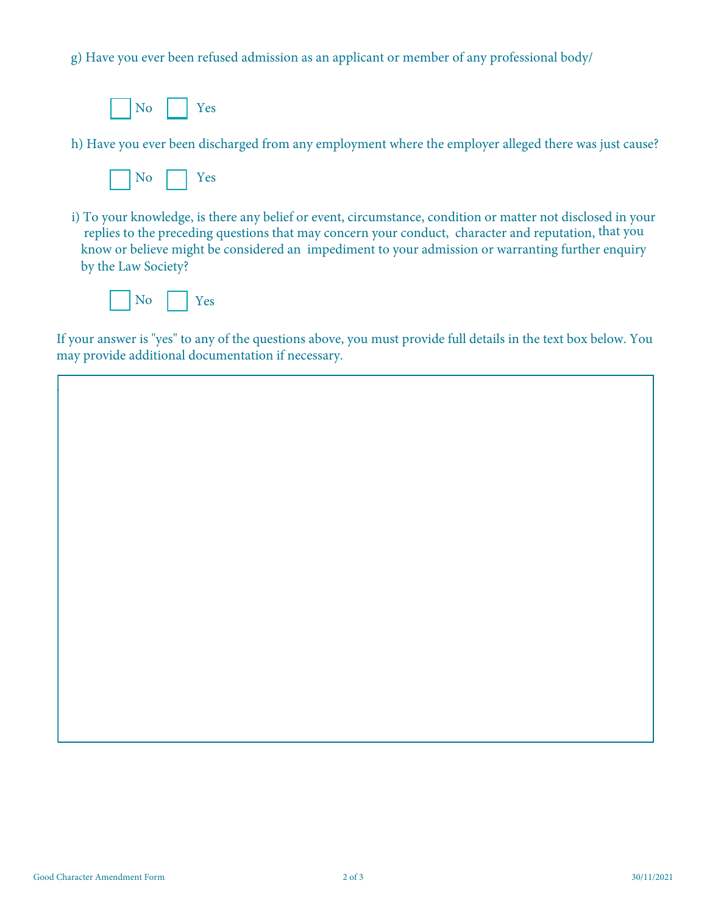g) Have you ever been refused admission as an applicant or member of any professional body/

☐ No ☐ Yes

h) Have you ever been discharged from any employment where the employer alleged there was just cause?

☐ No ☐ Yes

i) To your knowledge, is there any belief or event, circumstance, condition or matter not disclosed in your replies to the preceding questions that may concern your conduct, character and reputation, that you know or believe might be considered an impediment to your admission or warranting further enquiry by the Law Society?

☐ No ☐ Yes

If your answer is "yes" to any of the questions above, you must provide full details in the text box below. You may provide additional documentation if necessary.

|  |
|---|
|  |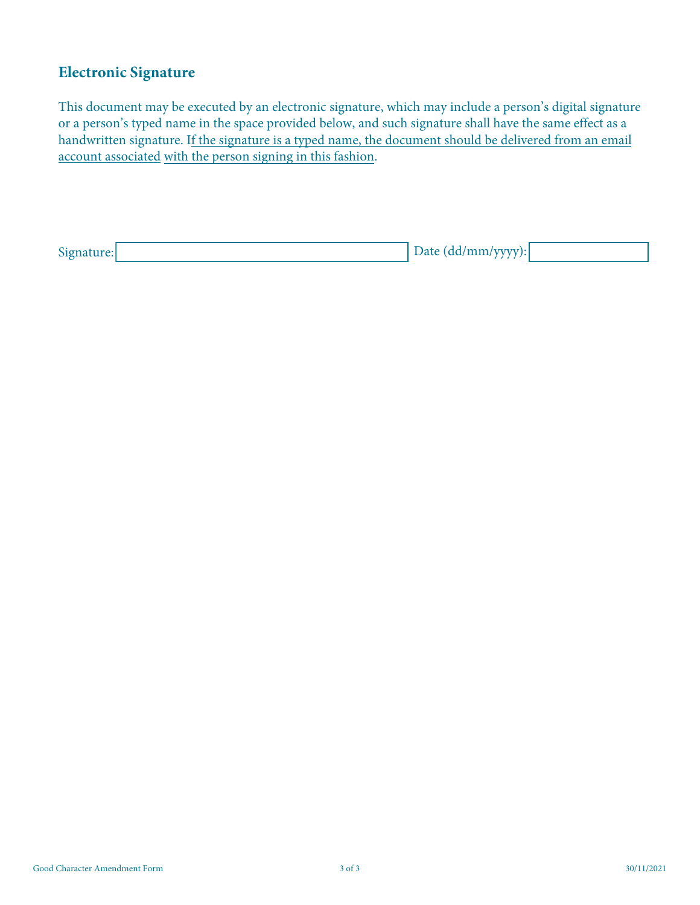## Electronic Signature

This document may be executed by an electronic signature, which may include a person's digital signature or a person's typed name in the space provided below, and such signature shall have the same effect as a handwritten signature. If the signature is a typed name, the document should be delivered from an email account associated with the person signing in this fashion.

Signature: Date (dd/mm/yyyy):